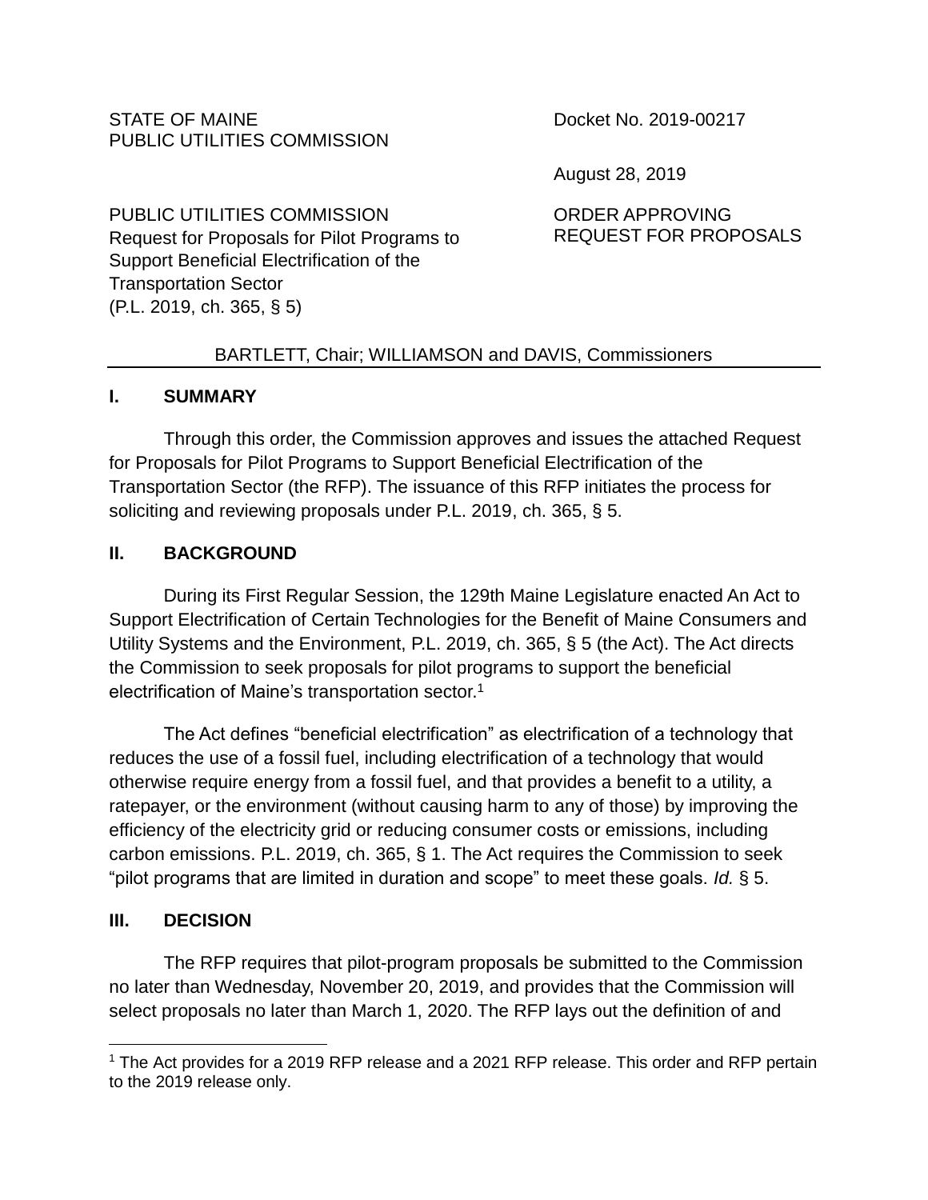STATE OF MAINE
PUBLIC UTILITIES COMMISSION

Docket No. 2019-00217

August 28, 2019

PUBLIC UTILITIES COMMISSION
Request for Proposals for Pilot Programs to Support Beneficial Electrification of the Transportation Sector
(P.L. 2019, ch. 365, § 5)

ORDER APPROVING REQUEST FOR PROPOSALS

BARTLETT, Chair; WILLIAMSON and DAVIS, Commissioners

## I. SUMMARY

Through this order, the Commission approves and issues the attached Request for Proposals for Pilot Programs to Support Beneficial Electrification of the Transportation Sector (the RFP). The issuance of this RFP initiates the process for soliciting and reviewing proposals under P.L. 2019, ch. 365, § 5.

## II. BACKGROUND

During its First Regular Session, the 129th Maine Legislature enacted An Act to Support Electrification of Certain Technologies for the Benefit of Maine Consumers and Utility Systems and the Environment, P.L. 2019, ch. 365, § 5 (the Act). The Act directs the Commission to seek proposals for pilot programs to support the beneficial electrification of Maine's transportation sector.[1]

The Act defines "beneficial electrification" as electrification of a technology that reduces the use of a fossil fuel, including electrification of a technology that would otherwise require energy from a fossil fuel, and that provides a benefit to a utility, a ratepayer, or the environment (without causing harm to any of those) by improving the efficiency of the electricity grid or reducing consumer costs or emissions, including carbon emissions. P.L. 2019, ch. 365, § 1. The Act requires the Commission to seek "pilot programs that are limited in duration and scope" to meet these goals. *Id.* § 5.

## III. DECISION

The RFP requires that pilot-program proposals be submitted to the Commission no later than Wednesday, November 20, 2019, and provides that the Commission will select proposals no later than March 1, 2020. The RFP lays out the definition of and

---

[1] The Act provides for a 2019 RFP release and a 2021 RFP release. This order and RFP pertain to the 2019 release only.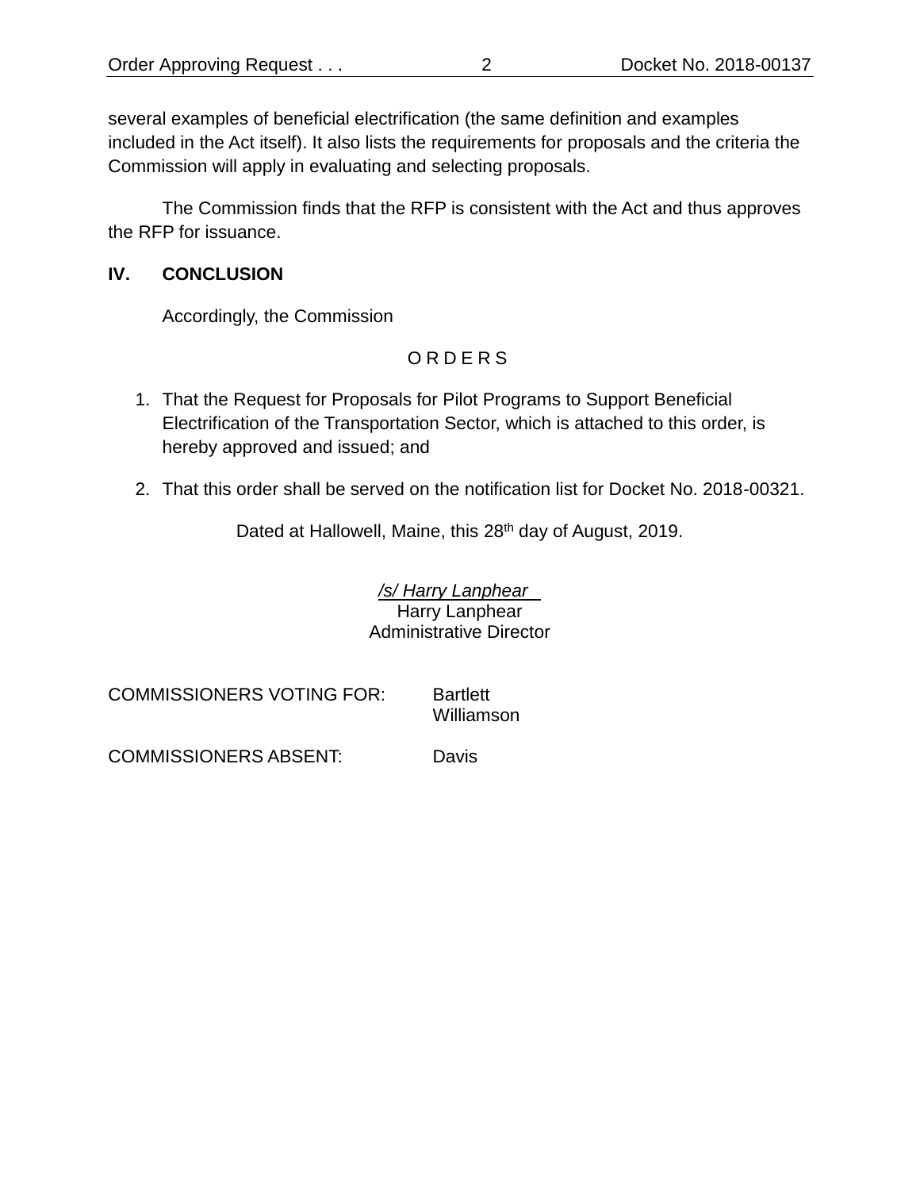several examples of beneficial electrification (the same definition and examples included in the Act itself). It also lists the requirements for proposals and the criteria the Commission will apply in evaluating and selecting proposals.

The Commission finds that the RFP is consistent with the Act and thus approves the RFP for issuance.

## IV. CONCLUSION

Accordingly, the Commission

O R D E R S

1. That the Request for Proposals for Pilot Programs to Support Beneficial Electrification of the Transportation Sector, which is attached to this order, is hereby approved and issued; and
2. That this order shall be served on the notification list for Docket No. 2018-00321.

Dated at Hallowell, Maine, this 28th day of August, 2019.

*/s/ Harry Lanphear*
Harry Lanphear
Administrative Director

COMMISSIONERS VOTING FOR: Bartlett
Williamson

COMMISSIONERS ABSENT: Davis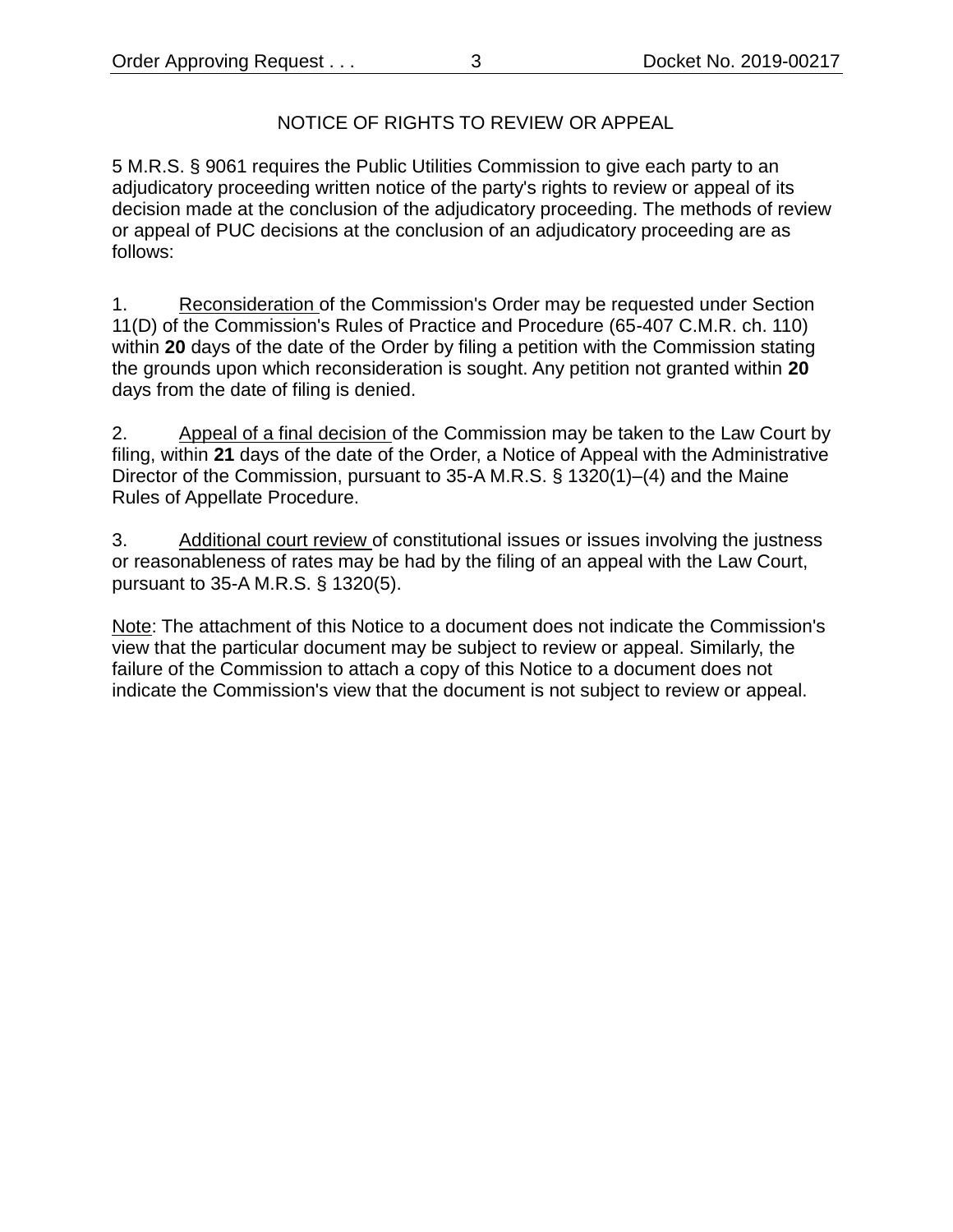# NOTICE OF RIGHTS TO REVIEW OR APPEAL

5 M.R.S. § 9061 requires the Public Utilities Commission to give each party to an adjudicatory proceeding written notice of the party's rights to review or appeal of its decision made at the conclusion of the adjudicatory proceeding. The methods of review or appeal of PUC decisions at the conclusion of an adjudicatory proceeding are as follows:

1. Reconsideration of the Commission's Order may be requested under Section 11(D) of the Commission's Rules of Practice and Procedure (65-407 C.M.R. ch. 110) within **20** days of the date of the Order by filing a petition with the Commission stating the grounds upon which reconsideration is sought. Any petition not granted within **20** days from the date of filing is denied.

2. Appeal of a final decision of the Commission may be taken to the Law Court by filing, within **21** days of the date of the Order, a Notice of Appeal with the Administrative Director of the Commission, pursuant to 35-A M.R.S. § 1320(1)–(4) and the Maine Rules of Appellate Procedure.

3. Additional court review of constitutional issues or issues involving the justness or reasonableness of rates may be had by the filing of an appeal with the Law Court, pursuant to 35-A M.R.S. § 1320(5).

Note: The attachment of this Notice to a document does not indicate the Commission's view that the particular document may be subject to review or appeal. Similarly, the failure of the Commission to attach a copy of this Notice to a document does not indicate the Commission's view that the document is not subject to review or appeal.